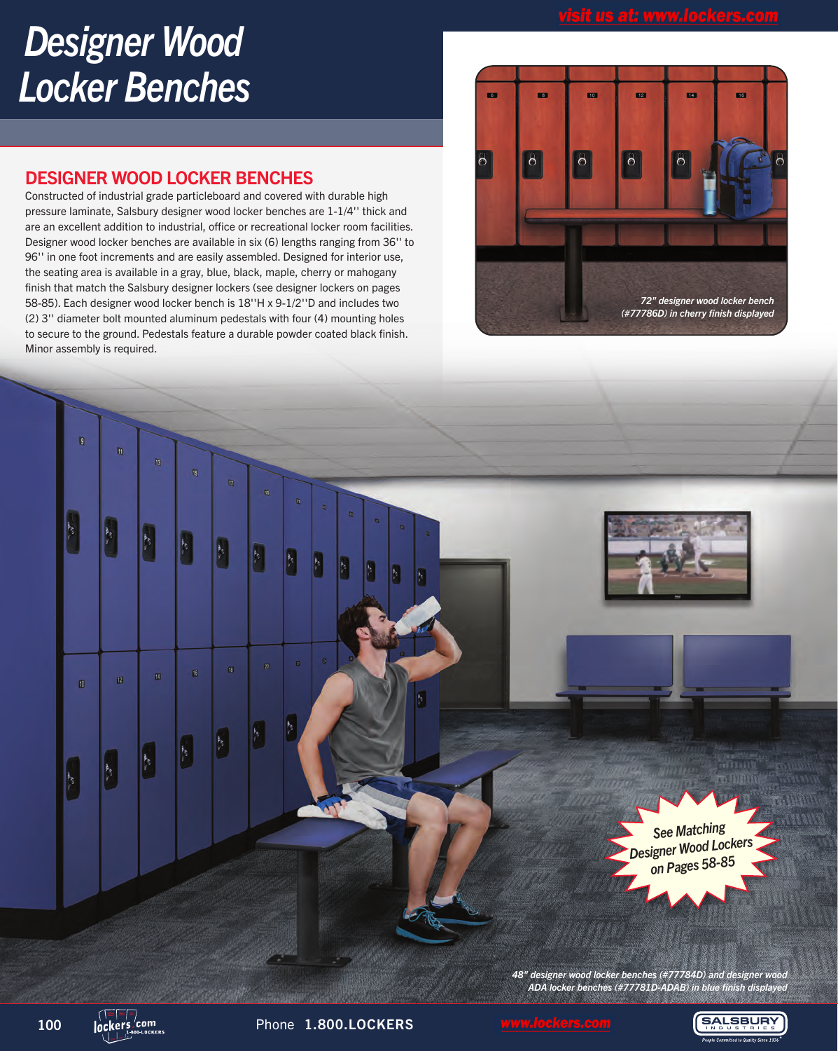# Designer Wood Locker Benches

## DESIGNER WOOD LOCKER BENCHES

Constructed of industrial grade particleboard and covered with durable high pressure laminate, Salsbury designer wood locker benches are 1-1/4'' thick and are an excellent addition to industrial, office or recreational locker room facilities. Designer wood locker benches are available in six (6) lengths ranging from 36'' to 96'' in one foot increments and are easily assembled. Designed for interior use, the seating area is available in a gray, blue, black, maple, cherry or mahogany finish that match the Salsbury designer lockers (see designer lockers on pages 58-85). Each designer wood locker bench is 18''H x 9-1/2''D and includes two (2) 3'' diameter bolt mounted aluminum pedestals with four (4) mounting holes to secure to the ground. Pedestals feature a durable powder coated black finish. Minor assembly is required.

*72" designer wood locker bench (#77786D) in cherry finish displayed*

*See Matching Designer Wood Lockers on Pages 58-85*

*48" designer wood locker benches (#77784D) and designer wood ADA locker benches (#77781D-ADAB) in blue finish displayed*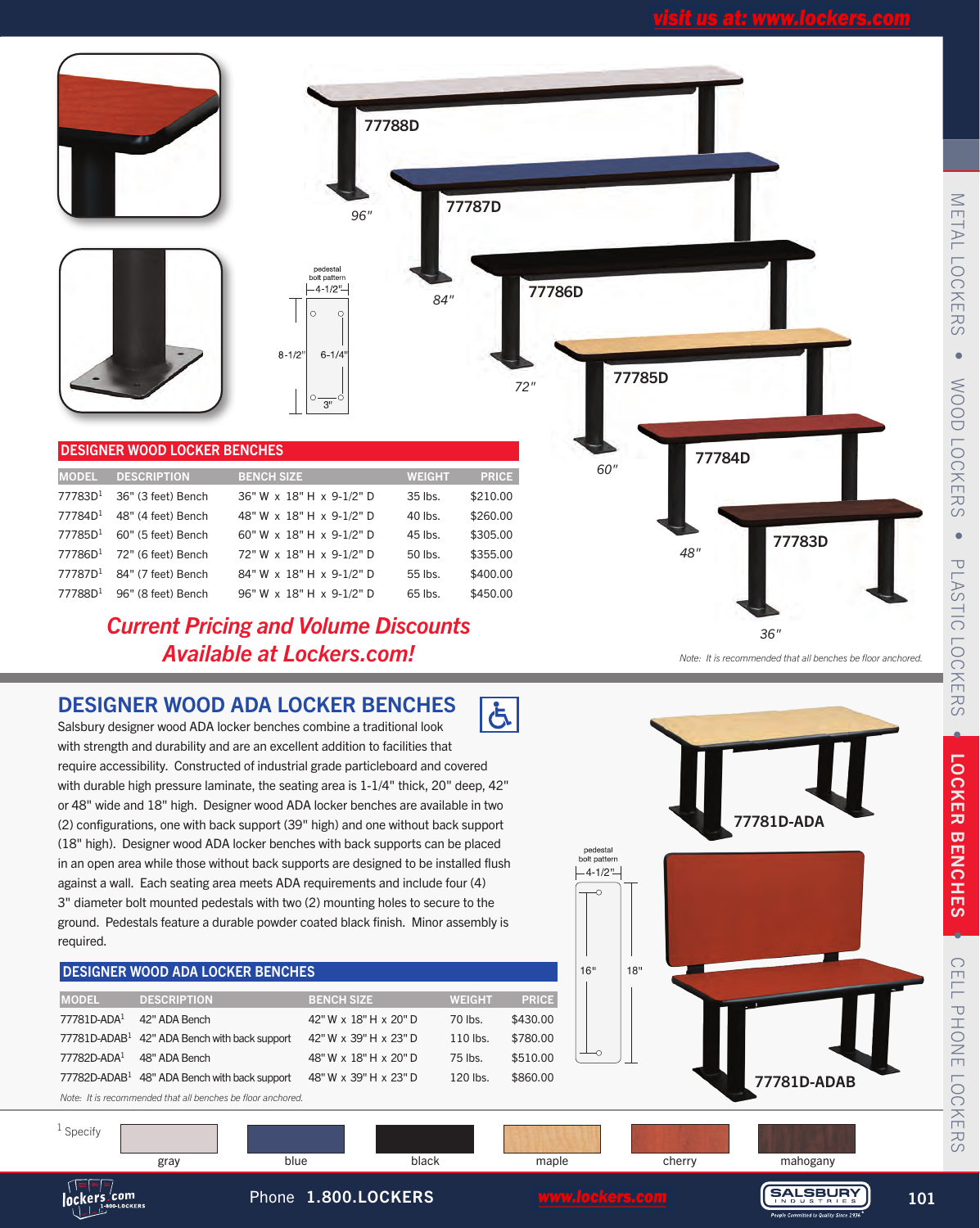## DESIGNER WOOD LOCKER BENCHES

| MODEL | DESCRIPTION | BENCH SIZE | WEIGHT | PRICE |
|---|---|---|---|---|
| 77783D[1] | 36" (3 feet) Bench | 36" W x 18" H x 9-1/2" D | 35 lbs. | $210.00 |
| 77784D[1] | 48" (4 feet) Bench | 48" W x 18" H x 9-1/2" D | 40 lbs. | $260.00 |
| 77785D[1] | 60" (5 feet) Bench | 60" W x 18" H x 9-1/2" D | 45 lbs. | $305.00 |
| 77786D[1] | 72" (6 feet) Bench | 72" W x 18" H x 9-1/2" D | 50 lbs. | $355.00 |
| 77787D[1] | 84" (7 feet) Bench | 84" W x 18" H x 9-1/2" D | 55 lbs. | $400.00 |
| 77788D[1] | 96" (8 feet) Bench | 96" W x 18" H x 9-1/2" D | 65 lbs. | $450.00 |

pedestal bolt pattern
4-1/2"
8-1/2"
6-1/4"
3"

77788D
96"
77787D
84"
77786D
72"
77785D
60"
77784D
48"
77783D
36"

***Current Pricing and Volume Discounts Available at Lockers.com!***

*Note: It is recommended that all benches be floor anchored.*

## DESIGNER WOOD ADA LOCKER BENCHES

Salsbury designer wood ADA locker benches combine a traditional look with strength and durability and are an excellent addition to facilities that require accessibility. Constructed of industrial grade particleboard and covered with durable high pressure laminate, the seating area is 1-1/4" thick, 20" deep, 42" or 48" wide and 18" high. Designer wood ADA locker benches are available in two (2) configurations, one with back support (39" high) and one without back support (18" high). Designer wood ADA locker benches with back supports can be placed in an open area while those without back supports are designed to be installed flush against a wall. Each seating area meets ADA requirements and include four (4) 3" diameter bolt mounted pedestals with two (2) mounting holes to secure to the ground. Pedestals feature a durable powder coated black finish. Minor assembly is required.

### DESIGNER WOOD ADA LOCKER BENCHES

| MODEL | DESCRIPTION | BENCH SIZE | WEIGHT | PRICE |
|---|---|---|---|---|
| 77781D-ADA[1] | 42" ADA Bench | 42" W x 18" H x 20" D | 70 lbs. | $430.00 |
| 77781D-ADAB[1] | 42" ADA Bench with back support | 42" W x 39" H x 23" D | 110 lbs. | $780.00 |
| 77782D-ADA[1] | 48" ADA Bench | 48" W x 18" H x 20" D | 75 lbs. | $510.00 |
| 77782D-ADAB[1] | 48" ADA Bench with back support | 48" W x 39" H x 23" D | 120 lbs. | $860.00 |

*Note: It is recommended that all benches be floor anchored.*

pedestal bolt pattern
4-1/2"
16"
18"

77781D-ADA
77781D-ADAB

[1] Specify: gray, blue, black, maple, cherry, mahogany